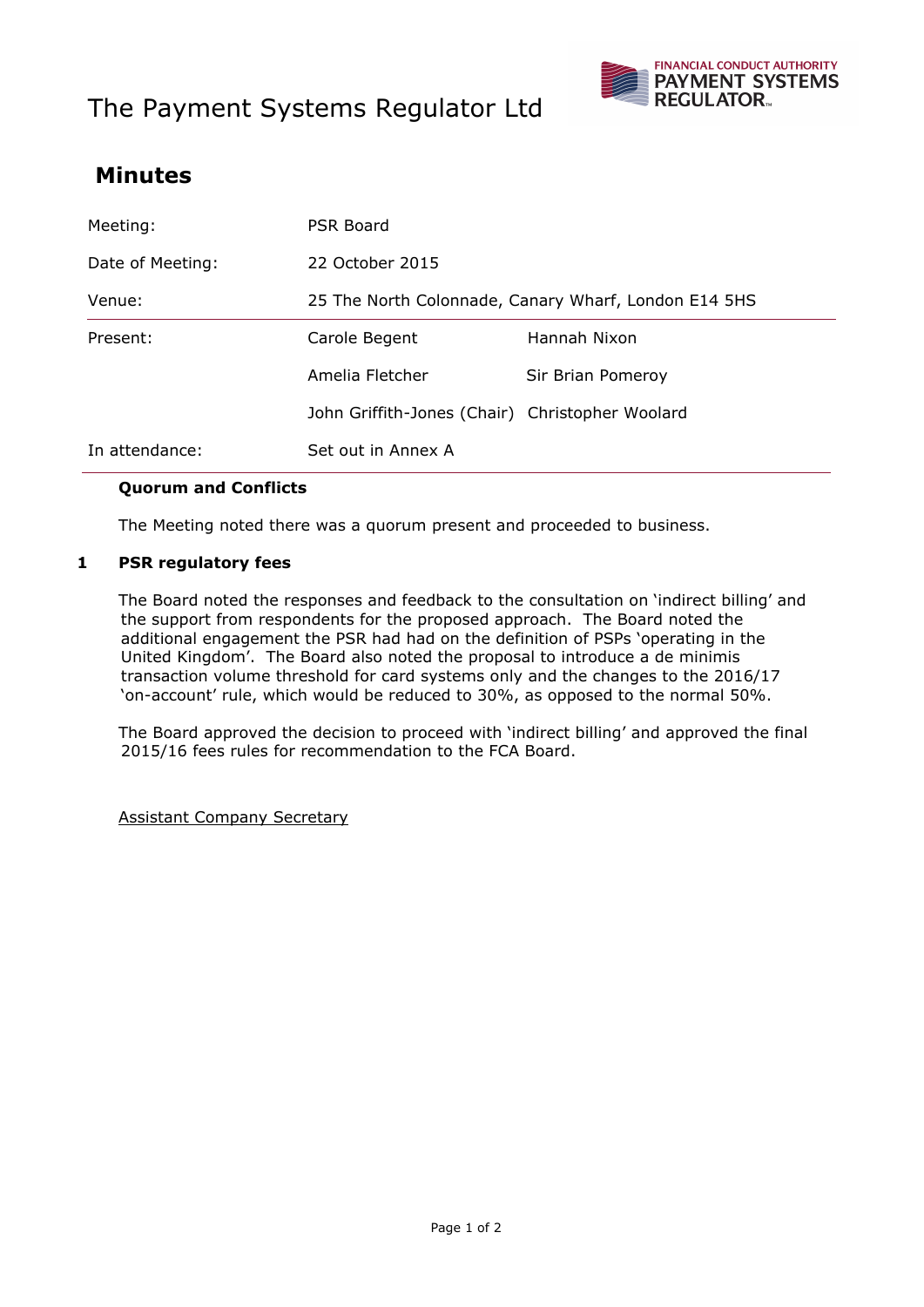# The Payment Systems Regulator Ltd

## Minutes

| | | |
|---|---|---|
| Meeting: | PSR Board | |
| Date of Meeting: | 22 October 2015 | |
| Venue: | 25 The North Colonnade, Canary Wharf, London E14 5HS | |
| Present: | Carole Begent | Hannah Nixon |
| | Amelia Fletcher | Sir Brian Pomeroy |
| | John Griffith-Jones (Chair) | Christopher Woolard |
| In attendance: | Set out in Annex A | |

**Quorum and Conflicts**

The Meeting noted there was a quorum present and proceeded to business.

**1 PSR regulatory fees**

The Board noted the responses and feedback to the consultation on 'indirect billing' and the support from respondents for the proposed approach. The Board noted the additional engagement the PSR had had on the definition of PSPs 'operating in the United Kingdom'. The Board also noted the proposal to introduce a de minimis transaction volume threshold for card systems only and the changes to the 2016/17 'on-account' rule, which would be reduced to 30%, as opposed to the normal 50%.

The Board approved the decision to proceed with 'indirect billing' and approved the final 2015/16 fees rules for recommendation to the FCA Board.

Assistant Company Secretary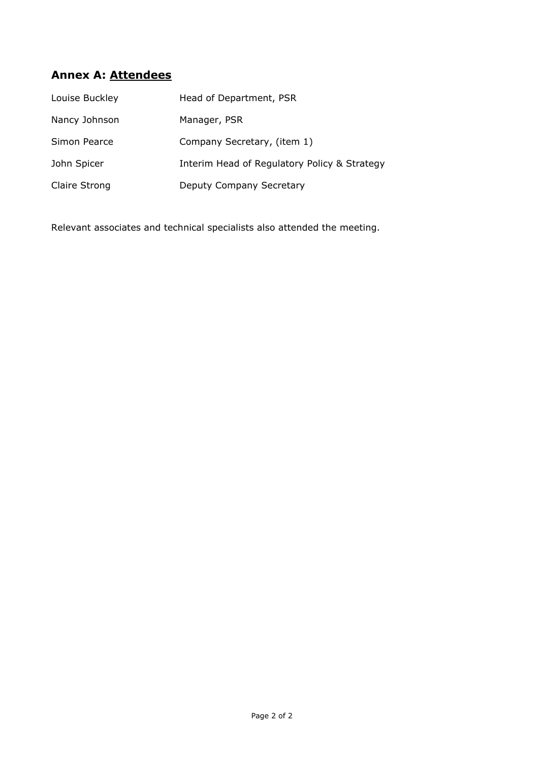## **Annex A: Attendees**

| | |
|---|---|
| Louise Buckley | Head of Department, PSR |
| Nancy Johnson | Manager, PSR |
| Simon Pearce | Company Secretary, (item 1) |
| John Spicer | Interim Head of Regulatory Policy & Strategy |
| Claire Strong | Deputy Company Secretary |

Relevant associates and technical specialists also attended the meeting.